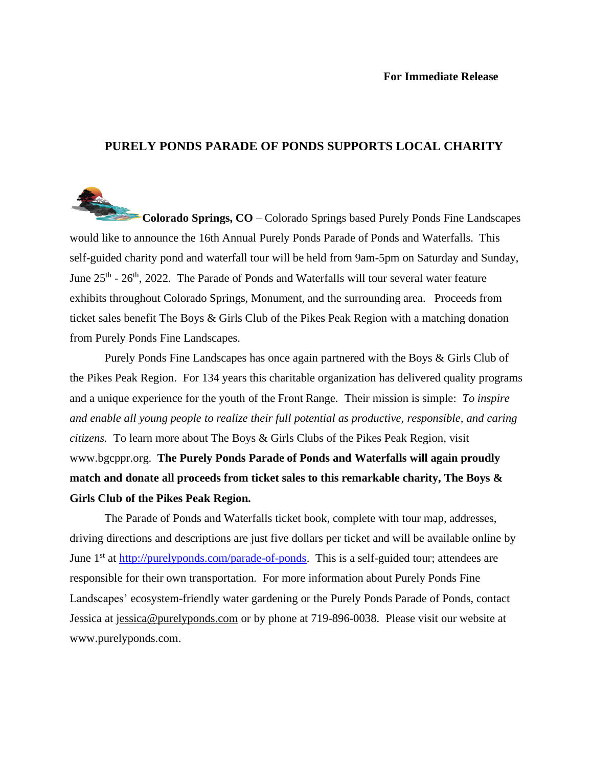**For Immediate Release**

# PURELY PONDS PARADE OF PONDS SUPPORTS LOCAL CHARITY

**Colorado Springs, CO** – Colorado Springs based Purely Ponds Fine Landscapes would like to announce the 16th Annual Purely Ponds Parade of Ponds and Waterfalls. This self-guided charity pond and waterfall tour will be held from 9am-5pm on Saturday and Sunday, June 25th - 26th, 2022. The Parade of Ponds and Waterfalls will tour several water feature exhibits throughout Colorado Springs, Monument, and the surrounding area. Proceeds from ticket sales benefit The Boys & Girls Club of the Pikes Peak Region with a matching donation from Purely Ponds Fine Landscapes.

Purely Ponds Fine Landscapes has once again partnered with the Boys & Girls Club of the Pikes Peak Region. For 134 years this charitable organization has delivered quality programs and a unique experience for the youth of the Front Range. Their mission is simple: *To inspire and enable all young people to realize their full potential as productive, responsible, and caring citizens.* To learn more about The Boys & Girls Clubs of the Pikes Peak Region, visit www.bgcppr.org. **The Purely Ponds Parade of Ponds and Waterfalls will again proudly match and donate all proceeds from ticket sales to this remarkable charity, The Boys & Girls Club of the Pikes Peak Region.**

The Parade of Ponds and Waterfalls ticket book, complete with tour map, addresses, driving directions and descriptions are just five dollars per ticket and will be available online by June 1st at [http://purelyponds.com/parade-of-ponds](http://purelyponds.com/parade-of-ponds). This is a self-guided tour; attendees are responsible for their own transportation. For more information about Purely Ponds Fine Landscapes' ecosystem-friendly water gardening or the Purely Ponds Parade of Ponds, contact Jessica at jessica@purelyponds.com or by phone at 719-896-0038. Please visit our website at www.purelyponds.com.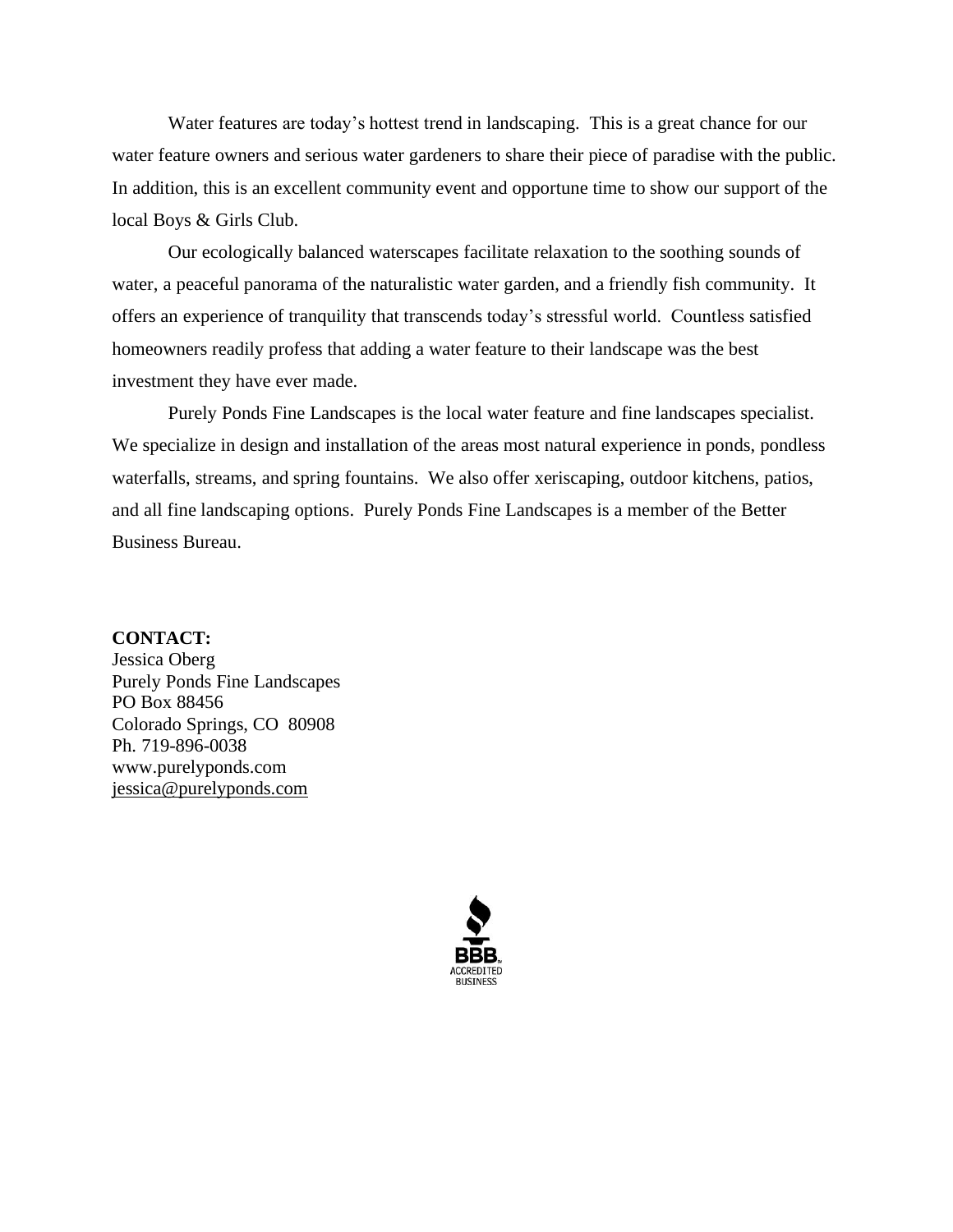Water features are today's hottest trend in landscaping. This is a great chance for our water feature owners and serious water gardeners to share their piece of paradise with the public. In addition, this is an excellent community event and opportune time to show our support of the local Boys & Girls Club.

Our ecologically balanced waterscapes facilitate relaxation to the soothing sounds of water, a peaceful panorama of the naturalistic water garden, and a friendly fish community. It offers an experience of tranquility that transcends today's stressful world. Countless satisfied homeowners readily profess that adding a water feature to their landscape was the best investment they have ever made.

Purely Ponds Fine Landscapes is the local water feature and fine landscapes specialist. We specialize in design and installation of the areas most natural experience in ponds, pondless waterfalls, streams, and spring fountains. We also offer xeriscaping, outdoor kitchens, patios, and all fine landscaping options. Purely Ponds Fine Landscapes is a member of the Better Business Bureau.

**CONTACT:**
Jessica Oberg
Purely Ponds Fine Landscapes
PO Box 88456
Colorado Springs, CO 80908
Ph. 719-896-0038
www.purelyponds.com
jessica@purelyponds.com

BBB ACCREDITED BUSINESS